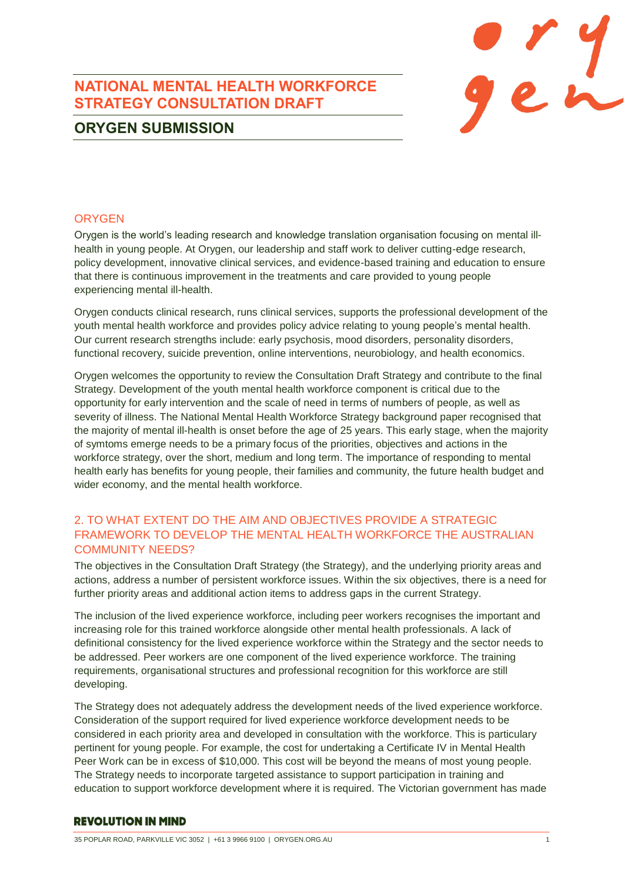# NATIONAL MENTAL HEALTH WORKFORCE STRATEGY CONSULTATION DRAFT

## ORYGEN SUBMISSION

### ORYGEN

Orygen is the world's leading research and knowledge translation organisation focusing on mental ill-health in young people. At Orygen, our leadership and staff work to deliver cutting-edge research, policy development, innovative clinical services, and evidence-based training and education to ensure that there is continuous improvement in the treatments and care provided to young people experiencing mental ill-health.

Orygen conducts clinical research, runs clinical services, supports the professional development of the youth mental health workforce and provides policy advice relating to young people's mental health. Our current research strengths include: early psychosis, mood disorders, personality disorders, functional recovery, suicide prevention, online interventions, neurobiology, and health economics.

Orygen welcomes the opportunity to review the Consultation Draft Strategy and contribute to the final Strategy. Development of the youth mental health workforce component is critical due to the opportunity for early intervention and the scale of need in terms of numbers of people, as well as severity of illness. The National Mental Health Workforce Strategy background paper recognised that the majority of mental ill-health is onset before the age of 25 years. This early stage, when the majority of symtoms emerge needs to be a primary focus of the priorities, objectives and actions in the workforce strategy, over the short, medium and long term. The importance of responding to mental health early has benefits for young people, their families and community, the future health budget and wider economy, and the mental health workforce.

### 2. TO WHAT EXTENT DO THE AIM AND OBJECTIVES PROVIDE A STRATEGIC FRAMEWORK TO DEVELOP THE MENTAL HEALTH WORKFORCE THE AUSTRALIAN COMMUNITY NEEDS?

The objectives in the Consultation Draft Strategy (the Strategy), and the underlying priority areas and actions, address a number of persistent workforce issues. Within the six objectives, there is a need for further priority areas and additional action items to address gaps in the current Strategy.

The inclusion of the lived experience workforce, including peer workers recognises the important and increasing role for this trained workforce alongside other mental health professionals. A lack of definitional consistency for the lived experience workforce within the Strategy and the sector needs to be addressed. Peer workers are one component of the lived experience workforce. The training requirements, organisational structures and professional recognition for this workforce are still developing.

The Strategy does not adequately address the development needs of the lived experience workforce. Consideration of the support required for lived experience workforce development needs to be considered in each priority area and developed in consultation with the workforce. This is particulary pertinent for young people. For example, the cost for undertaking a Certificate IV in Mental Health Peer Work can be in excess of $10,000. This cost will be beyond the means of most young people. The Strategy needs to incorporate targeted assistance to support participation in training and education to support workforce development where it is required. The Victorian government has made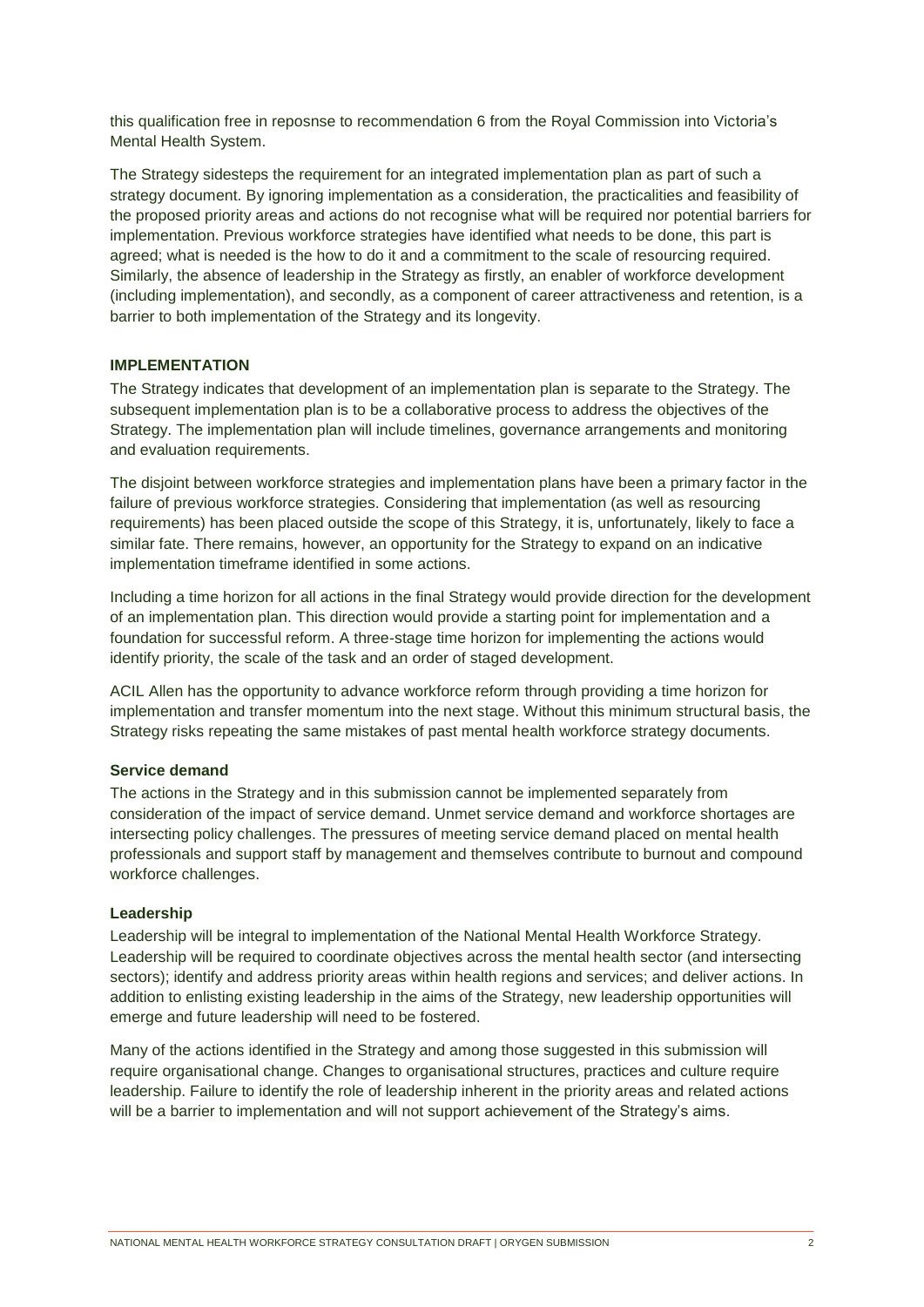this qualification free in reposnse to recommendation 6 from the Royal Commission into Victoria's Mental Health System.

The Strategy sidesteps the requirement for an integrated implementation plan as part of such a strategy document. By ignoring implementation as a consideration, the practicalities and feasibility of the proposed priority areas and actions do not recognise what will be required nor potential barriers for implementation. Previous workforce strategies have identified what needs to be done, this part is agreed; what is needed is the how to do it and a commitment to the scale of resourcing required. Similarly, the absence of leadership in the Strategy as firstly, an enabler of workforce development (including implementation), and secondly, as a component of career attractiveness and retention, is a barrier to both implementation of the Strategy and its longevity.

## IMPLEMENTATION

The Strategy indicates that development of an implementation plan is separate to the Strategy. The subsequent implementation plan is to be a collaborative process to address the objectives of the Strategy. The implementation plan will include timelines, governance arrangements and monitoring and evaluation requirements.

The disjoint between workforce strategies and implementation plans have been a primary factor in the failure of previous workforce strategies. Considering that implementation (as well as resourcing requirements) has been placed outside the scope of this Strategy, it is, unfortunately, likely to face a similar fate. There remains, however, an opportunity for the Strategy to expand on an indicative implementation timeframe identified in some actions.

Including a time horizon for all actions in the final Strategy would provide direction for the development of an implementation plan. This direction would provide a starting point for implementation and a foundation for successful reform. A three-stage time horizon for implementing the actions would identify priority, the scale of the task and an order of staged development.

ACIL Allen has the opportunity to advance workforce reform through providing a time horizon for implementation and transfer momentum into the next stage. Without this minimum structural basis, the Strategy risks repeating the same mistakes of past mental health workforce strategy documents.

### Service demand

The actions in the Strategy and in this submission cannot be implemented separately from consideration of the impact of service demand. Unmet service demand and workforce shortages are intersecting policy challenges. The pressures of meeting service demand placed on mental health professionals and support staff by management and themselves contribute to burnout and compound workforce challenges.

### Leadership

Leadership will be integral to implementation of the National Mental Health Workforce Strategy. Leadership will be required to coordinate objectives across the mental health sector (and intersecting sectors); identify and address priority areas within health regions and services; and deliver actions. In addition to enlisting existing leadership in the aims of the Strategy, new leadership opportunities will emerge and future leadership will need to be fostered.

Many of the actions identified in the Strategy and among those suggested in this submission will require organisational change. Changes to organisational structures, practices and culture require leadership. Failure to identify the role of leadership inherent in the priority areas and related actions will be a barrier to implementation and will not support achievement of the Strategy's aims.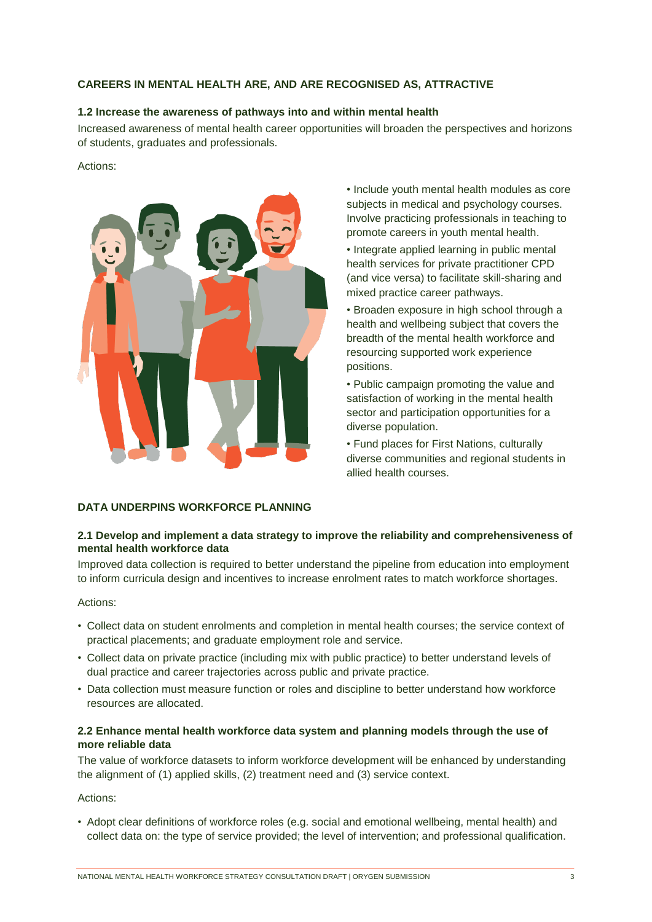### CAREERS IN MENTAL HEALTH ARE, AND ARE RECOGNISED AS, ATTRACTIVE

#### 1.2 Increase the awareness of pathways into and within mental health

Increased awareness of mental health career opportunities will broaden the perspectives and horizons of students, graduates and professionals.

Actions:

- Include youth mental health modules as core subjects in medical and psychology courses. Involve practicing professionals in teaching to promote careers in youth mental health.
- Integrate applied learning in public mental health services for private practitioner CPD (and vice versa) to facilitate skill-sharing and mixed practice career pathways.
- Broaden exposure in high school through a health and wellbeing subject that covers the breadth of the mental health workforce and resourcing supported work experience positions.
- Public campaign promoting the value and satisfaction of working in the mental health sector and participation opportunities for a diverse population.
- Fund places for First Nations, culturally diverse communities and regional students in allied health courses.

### DATA UNDERPINS WORKFORCE PLANNING

#### 2.1 Develop and implement a data strategy to improve the reliability and comprehensiveness of mental health workforce data

Improved data collection is required to better understand the pipeline from education into employment to inform curricula design and incentives to increase enrolment rates to match workforce shortages.

Actions:

- Collect data on student enrolments and completion in mental health courses; the service context of practical placements; and graduate employment role and service.
- Collect data on private practice (including mix with public practice) to better understand levels of dual practice and career trajectories across public and private practice.
- Data collection must measure function or roles and discipline to better understand how workforce resources are allocated.

#### 2.2 Enhance mental health workforce data system and planning models through the use of more reliable data

The value of workforce datasets to inform workforce development will be enhanced by understanding the alignment of (1) applied skills, (2) treatment need and (3) service context.

Actions:

- Adopt clear definitions of workforce roles (e.g. social and emotional wellbeing, mental health) and collect data on: the type of service provided; the level of intervention; and professional qualification.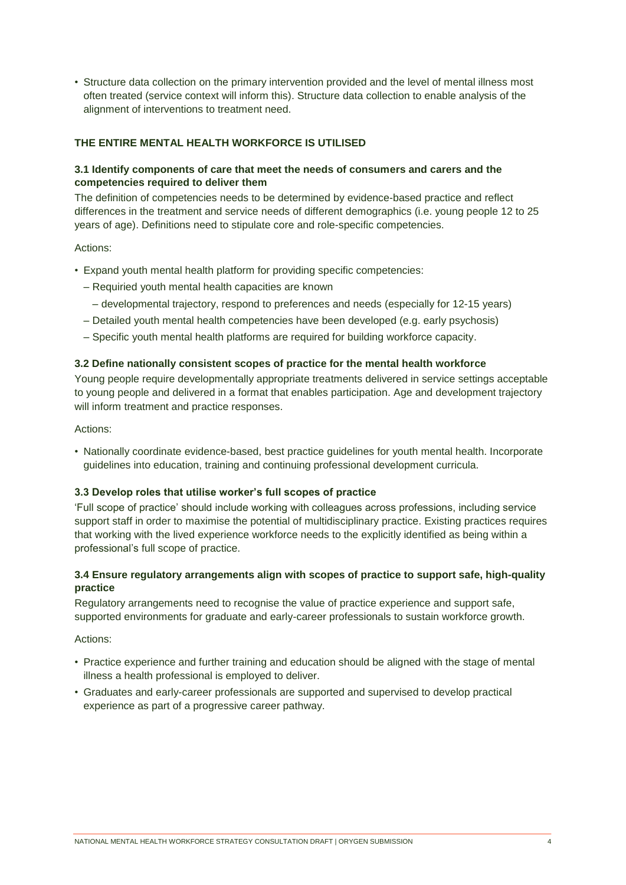- Structure data collection on the primary intervention provided and the level of mental illness most often treated (service context will inform this). Structure data collection to enable analysis of the alignment of interventions to treatment need.

## THE ENTIRE MENTAL HEALTH WORKFORCE IS UTILISED

### 3.1 Identify components of care that meet the needs of consumers and carers and the competencies required to deliver them

The definition of competencies needs to be determined by evidence-based practice and reflect differences in the treatment and service needs of different demographics (i.e. young people 12 to 25 years of age). Definitions need to stipulate core and role-specific competencies.

Actions:

- Expand youth mental health platform for providing specific competencies:
  - Requiried youth mental health capacities are known
    - developmental trajectory, respond to preferences and needs (especially for 12-15 years)
  - Detailed youth mental health competencies have been developed (e.g. early psychosis)
  - Specific youth mental health platforms are required for building workforce capacity.

### 3.2 Define nationally consistent scopes of practice for the mental health workforce

Young people require developmentally appropriate treatments delivered in service settings acceptable to young people and delivered in a format that enables participation. Age and development trajectory will inform treatment and practice responses.

Actions:

- Nationally coordinate evidence-based, best practice guidelines for youth mental health. Incorporate guidelines into education, training and continuing professional development curricula.

### 3.3 Develop roles that utilise worker's full scopes of practice

'Full scope of practice' should include working with colleagues across professions, including service support staff in order to maximise the potential of multidisciplinary practice. Existing practices requires that working with the lived experience workforce needs to the explicitly identified as being within a professional's full scope of practice.

### 3.4 Ensure regulatory arrangements align with scopes of practice to support safe, high-quality practice

Regulatory arrangements need to recognise the value of practice experience and support safe, supported environments for graduate and early-career professionals to sustain workforce growth.

Actions:

- Practice experience and further training and education should be aligned with the stage of mental illness a health professional is employed to deliver.
- Graduates and early-career professionals are supported and supervised to develop practical experience as part of a progressive career pathway.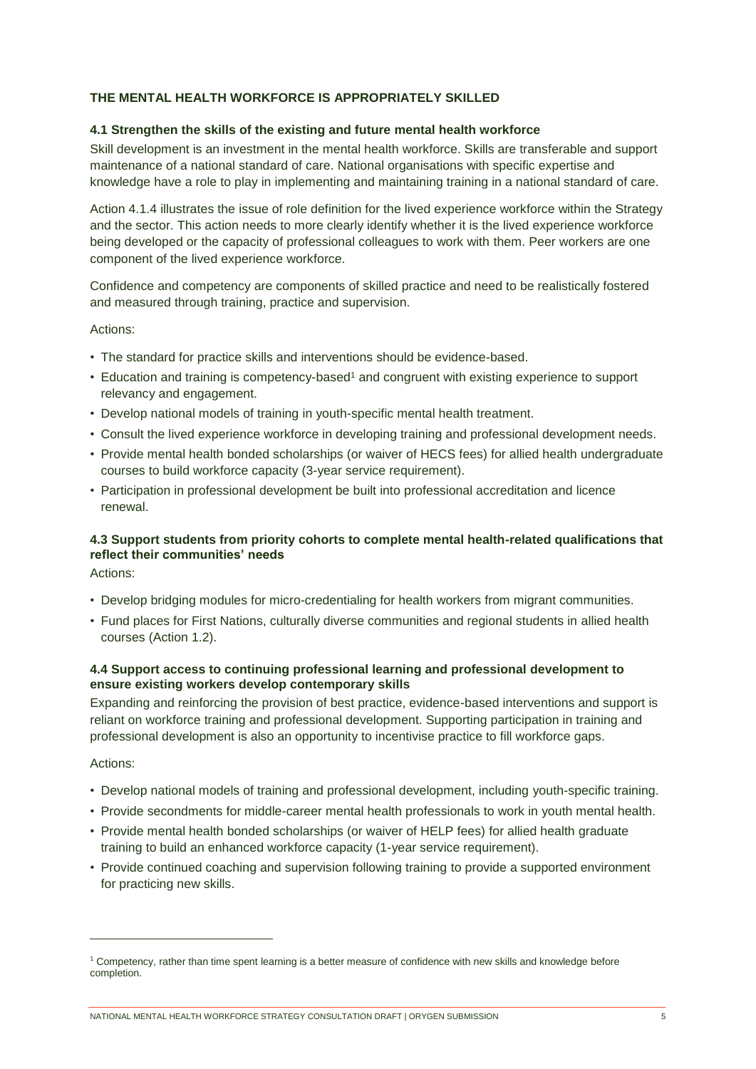## THE MENTAL HEALTH WORKFORCE IS APPROPRIATELY SKILLED

### 4.1 Strengthen the skills of the existing and future mental health workforce

Skill development is an investment in the mental health workforce. Skills are transferable and support maintenance of a national standard of care. National organisations with specific expertise and knowledge have a role to play in implementing and maintaining training in a national standard of care.

Action 4.1.4 illustrates the issue of role definition for the lived experience workforce within the Strategy and the sector. This action needs to more clearly identify whether it is the lived experience workforce being developed or the capacity of professional colleagues to work with them. Peer workers are one component of the lived experience workforce.

Confidence and competency are components of skilled practice and need to be realistically fostered and measured through training, practice and supervision.

Actions:

- The standard for practice skills and interventions should be evidence-based.
- Education and training is competency-based[1] and congruent with existing experience to support relevancy and engagement.
- Develop national models of training in youth-specific mental health treatment.
- Consult the lived experience workforce in developing training and professional development needs.
- Provide mental health bonded scholarships (or waiver of HECS fees) for allied health undergraduate courses to build workforce capacity (3-year service requirement).
- Participation in professional development be built into professional accreditation and licence renewal.

### 4.3 Support students from priority cohorts to complete mental health-related qualifications that reflect their communities' needs

Actions:

- Develop bridging modules for micro-credentialing for health workers from migrant communities.
- Fund places for First Nations, culturally diverse communities and regional students in allied health courses (Action 1.2).

### 4.4 Support access to continuing professional learning and professional development to ensure existing workers develop contemporary skills

Expanding and reinforcing the provision of best practice, evidence-based interventions and support is reliant on workforce training and professional development. Supporting participation in training and professional development is also an opportunity to incentivise practice to fill workforce gaps.

Actions:

- Develop national models of training and professional development, including youth-specific training.
- Provide secondments for middle-career mental health professionals to work in youth mental health.
- Provide mental health bonded scholarships (or waiver of HELP fees) for allied health graduate training to build an enhanced workforce capacity (1-year service requirement).
- Provide continued coaching and supervision following training to provide a supported environment for practicing new skills.

---

[1] Competency, rather than time spent learning is a better measure of confidence with new skills and knowledge before completion.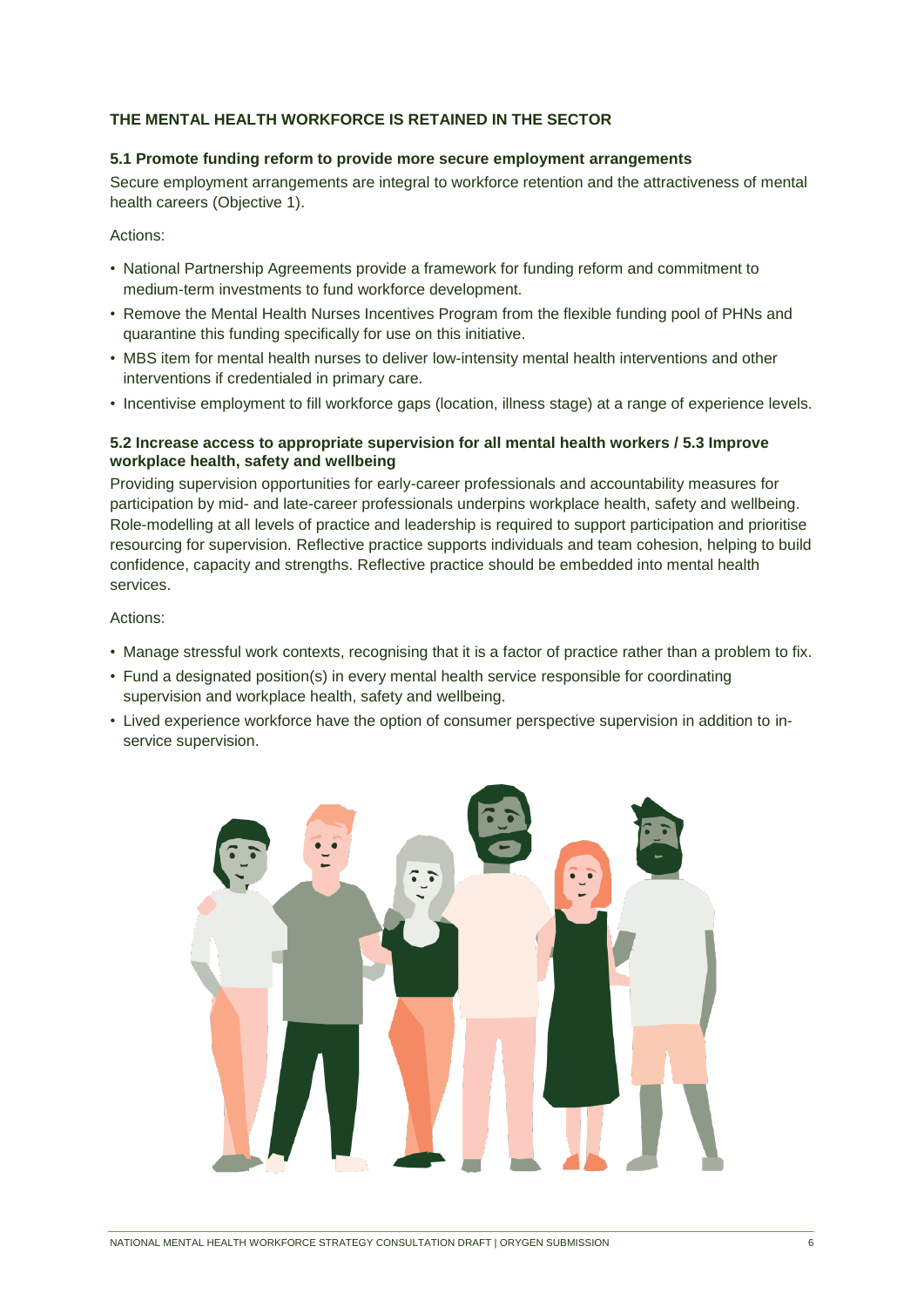## THE MENTAL HEALTH WORKFORCE IS RETAINED IN THE SECTOR

### 5.1 Promote funding reform to provide more secure employment arrangements

Secure employment arrangements are integral to workforce retention and the attractiveness of mental health careers (Objective 1).

Actions:

- National Partnership Agreements provide a framework for funding reform and commitment to medium-term investments to fund workforce development.
- Remove the Mental Health Nurses Incentives Program from the flexible funding pool of PHNs and quarantine this funding specifically for use on this initiative.
- MBS item for mental health nurses to deliver low-intensity mental health interventions and other interventions if credentialed in primary care.
- Incentivise employment to fill workforce gaps (location, illness stage) at a range of experience levels.

### 5.2 Increase access to appropriate supervision for all mental health workers / 5.3 Improve workplace health, safety and wellbeing

Providing supervision opportunities for early-career professionals and accountability measures for participation by mid- and late-career professionals underpins workplace health, safety and wellbeing. Role-modelling at all levels of practice and leadership is required to support participation and prioritise resourcing for supervision. Reflective practice supports individuals and team cohesion, helping to build confidence, capacity and strengths. Reflective practice should be embedded into mental health services.

Actions:

- Manage stressful work contexts, recognising that it is a factor of practice rather than a problem to fix.
- Fund a designated position(s) in every mental health service responsible for coordinating supervision and workplace health, safety and wellbeing.
- Lived experience workforce have the option of consumer perspective supervision in addition to in-service supervision.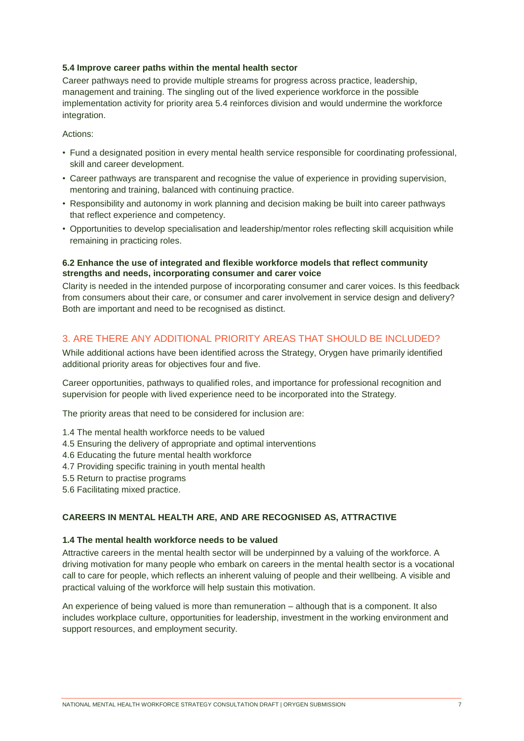#### 5.4 Improve career paths within the mental health sector

Career pathways need to provide multiple streams for progress across practice, leadership, management and training. The singling out of the lived experience workforce in the possible implementation activity for priority area 5.4 reinforces division and would undermine the workforce integration.

Actions:

- Fund a designated position in every mental health service responsible for coordinating professional, skill and career development.
- Career pathways are transparent and recognise the value of experience in providing supervision, mentoring and training, balanced with continuing practice.
- Responsibility and autonomy in work planning and decision making be built into career pathways that reflect experience and competency.
- Opportunities to develop specialisation and leadership/mentor roles reflecting skill acquisition while remaining in practicing roles.

#### 6.2 Enhance the use of integrated and flexible workforce models that reflect community strengths and needs, incorporating consumer and carer voice

Clarity is needed in the intended purpose of incorporating consumer and carer voices. Is this feedback from consumers about their care, or consumer and carer involvement in service design and delivery? Both are important and need to be recognised as distinct.

## 3. ARE THERE ANY ADDITIONAL PRIORITY AREAS THAT SHOULD BE INCLUDED?

While additional actions have been identified across the Strategy, Orygen have primarily identified additional priority areas for objectives four and five.

Career opportunities, pathways to qualified roles, and importance for professional recognition and supervision for people with lived experience need to be incorporated into the Strategy.

The priority areas that need to be considered for inclusion are:

1.4 The mental health workforce needs to be valued
4.5 Ensuring the delivery of appropriate and optimal interventions
4.6 Educating the future mental health workforce
4.7 Providing specific training in youth mental health
5.5 Return to practise programs
5.6 Facilitating mixed practice.

### CAREERS IN MENTAL HEALTH ARE, AND ARE RECOGNISED AS, ATTRACTIVE

#### 1.4 The mental health workforce needs to be valued

Attractive careers in the mental health sector will be underpinned by a valuing of the workforce. A driving motivation for many people who embark on careers in the mental health sector is a vocational call to care for people, which reflects an inherent valuing of people and their wellbeing. A visible and practical valuing of the workforce will help sustain this motivation.

An experience of being valued is more than remuneration – although that is a component. It also includes workplace culture, opportunities for leadership, investment in the working environment and support resources, and employment security.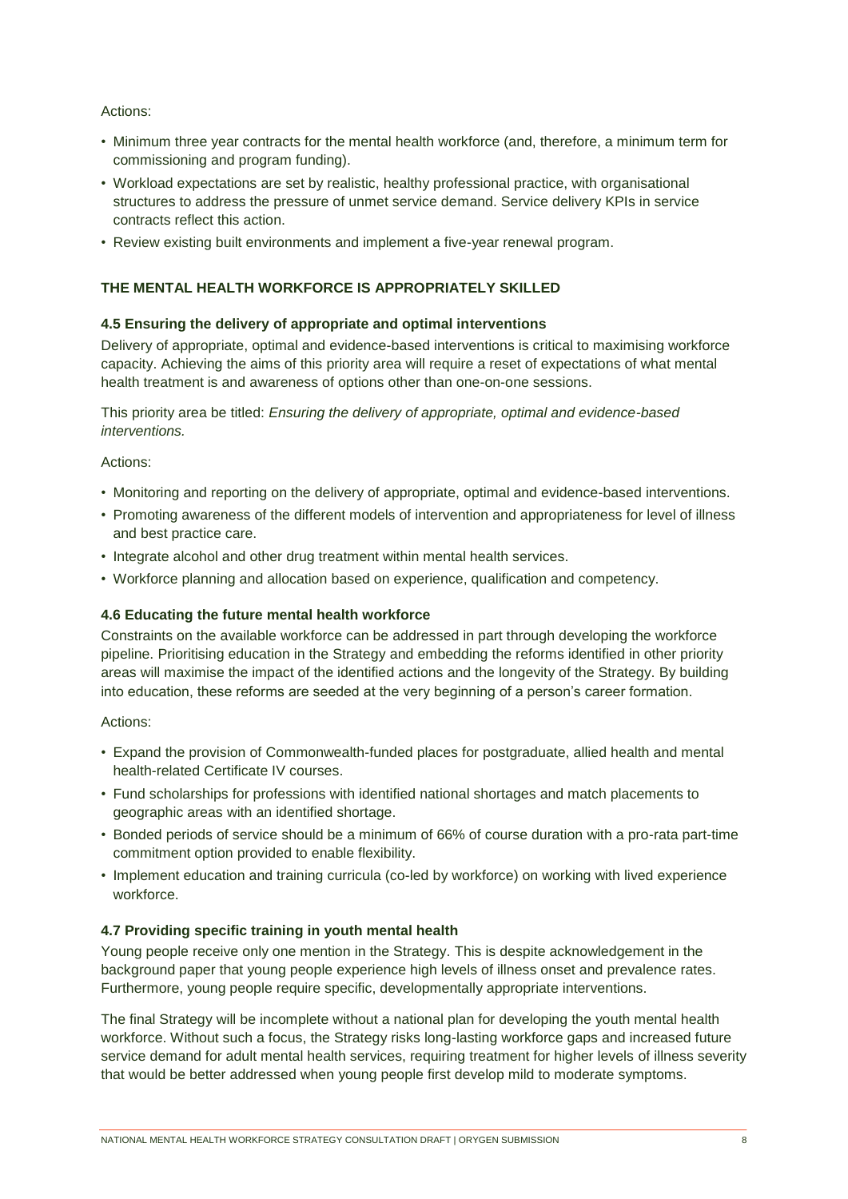Actions:

- Minimum three year contracts for the mental health workforce (and, therefore, a minimum term for commissioning and program funding).
- Workload expectations are set by realistic, healthy professional practice, with organisational structures to address the pressure of unmet service demand. Service delivery KPIs in service contracts reflect this action.
- Review existing built environments and implement a five-year renewal program.

## THE MENTAL HEALTH WORKFORCE IS APPROPRIATELY SKILLED

### 4.5 Ensuring the delivery of appropriate and optimal interventions

Delivery of appropriate, optimal and evidence-based interventions is critical to maximising workforce capacity. Achieving the aims of this priority area will require a reset of expectations of what mental health treatment is and awareness of options other than one-on-one sessions.

This priority area be titled: *Ensuring the delivery of appropriate, optimal and evidence-based interventions.*

Actions:

- Monitoring and reporting on the delivery of appropriate, optimal and evidence-based interventions.
- Promoting awareness of the different models of intervention and appropriateness for level of illness and best practice care.
- Integrate alcohol and other drug treatment within mental health services.
- Workforce planning and allocation based on experience, qualification and competency.

### 4.6 Educating the future mental health workforce

Constraints on the available workforce can be addressed in part through developing the workforce pipeline. Prioritising education in the Strategy and embedding the reforms identified in other priority areas will maximise the impact of the identified actions and the longevity of the Strategy. By building into education, these reforms are seeded at the very beginning of a person's career formation.

Actions:

- Expand the provision of Commonwealth-funded places for postgraduate, allied health and mental health-related Certificate IV courses.
- Fund scholarships for professions with identified national shortages and match placements to geographic areas with an identified shortage.
- Bonded periods of service should be a minimum of 66% of course duration with a pro-rata part-time commitment option provided to enable flexibility.
- Implement education and training curricula (co-led by workforce) on working with lived experience workforce.

### 4.7 Providing specific training in youth mental health

Young people receive only one mention in the Strategy. This is despite acknowledgement in the background paper that young people experience high levels of illness onset and prevalence rates. Furthermore, young people require specific, developmentally appropriate interventions.

The final Strategy will be incomplete without a national plan for developing the youth mental health workforce. Without such a focus, the Strategy risks long-lasting workforce gaps and increased future service demand for adult mental health services, requiring treatment for higher levels of illness severity that would be better addressed when young people first develop mild to moderate symptoms.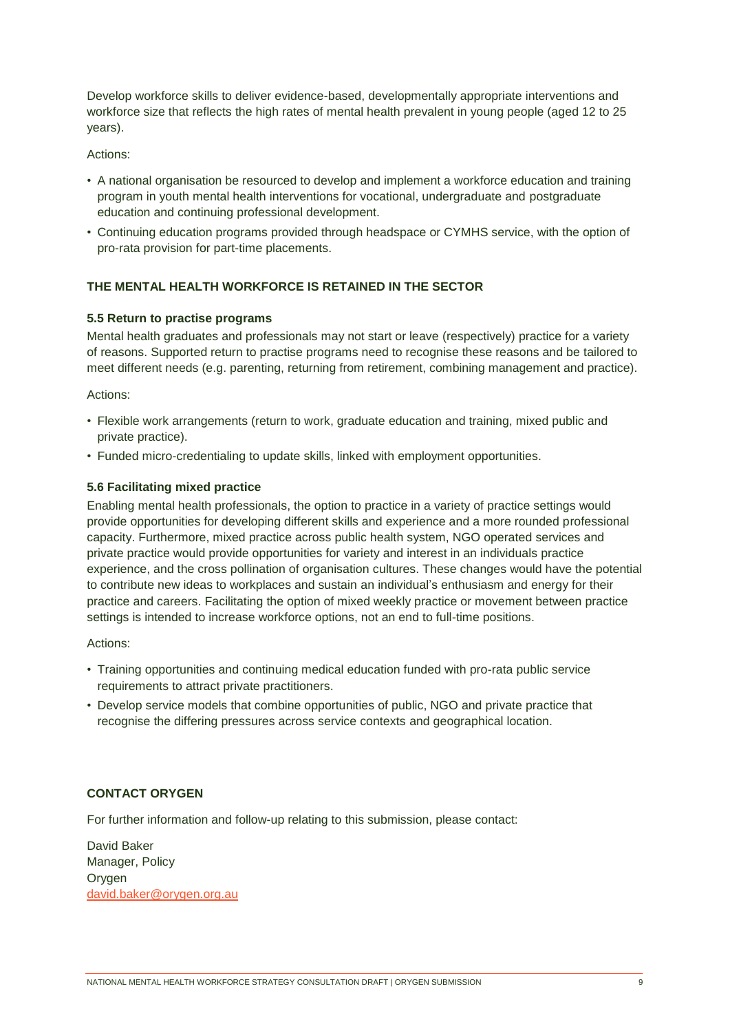Develop workforce skills to deliver evidence-based, developmentally appropriate interventions and workforce size that reflects the high rates of mental health prevalent in young people (aged 12 to 25 years).

Actions:

- A national organisation be resourced to develop and implement a workforce education and training program in youth mental health interventions for vocational, undergraduate and postgraduate education and continuing professional development.
- Continuing education programs provided through headspace or CYMHS service, with the option of pro-rata provision for part-time placements.

## THE MENTAL HEALTH WORKFORCE IS RETAINED IN THE SECTOR

### 5.5 Return to practise programs

Mental health graduates and professionals may not start or leave (respectively) practice for a variety of reasons. Supported return to practise programs need to recognise these reasons and be tailored to meet different needs (e.g. parenting, returning from retirement, combining management and practice).

Actions:

- Flexible work arrangements (return to work, graduate education and training, mixed public and private practice).
- Funded micro-credentialing to update skills, linked with employment opportunities.

### 5.6 Facilitating mixed practice

Enabling mental health professionals, the option to practice in a variety of practice settings would provide opportunities for developing different skills and experience and a more rounded professional capacity. Furthermore, mixed practice across public health system, NGO operated services and private practice would provide opportunities for variety and interest in an individuals practice experience, and the cross pollination of organisation cultures. These changes would have the potential to contribute new ideas to workplaces and sustain an individual's enthusiasm and energy for their practice and careers. Facilitating the option of mixed weekly practice or movement between practice settings is intended to increase workforce options, not an end to full-time positions.

Actions:

- Training opportunities and continuing medical education funded with pro-rata public service requirements to attract private practitioners.
- Develop service models that combine opportunities of public, NGO and private practice that recognise the differing pressures across service contexts and geographical location.

## CONTACT ORYGEN

For further information and follow-up relating to this submission, please contact:

David Baker
Manager, Policy
Orygen
david.baker@orygen.org.au